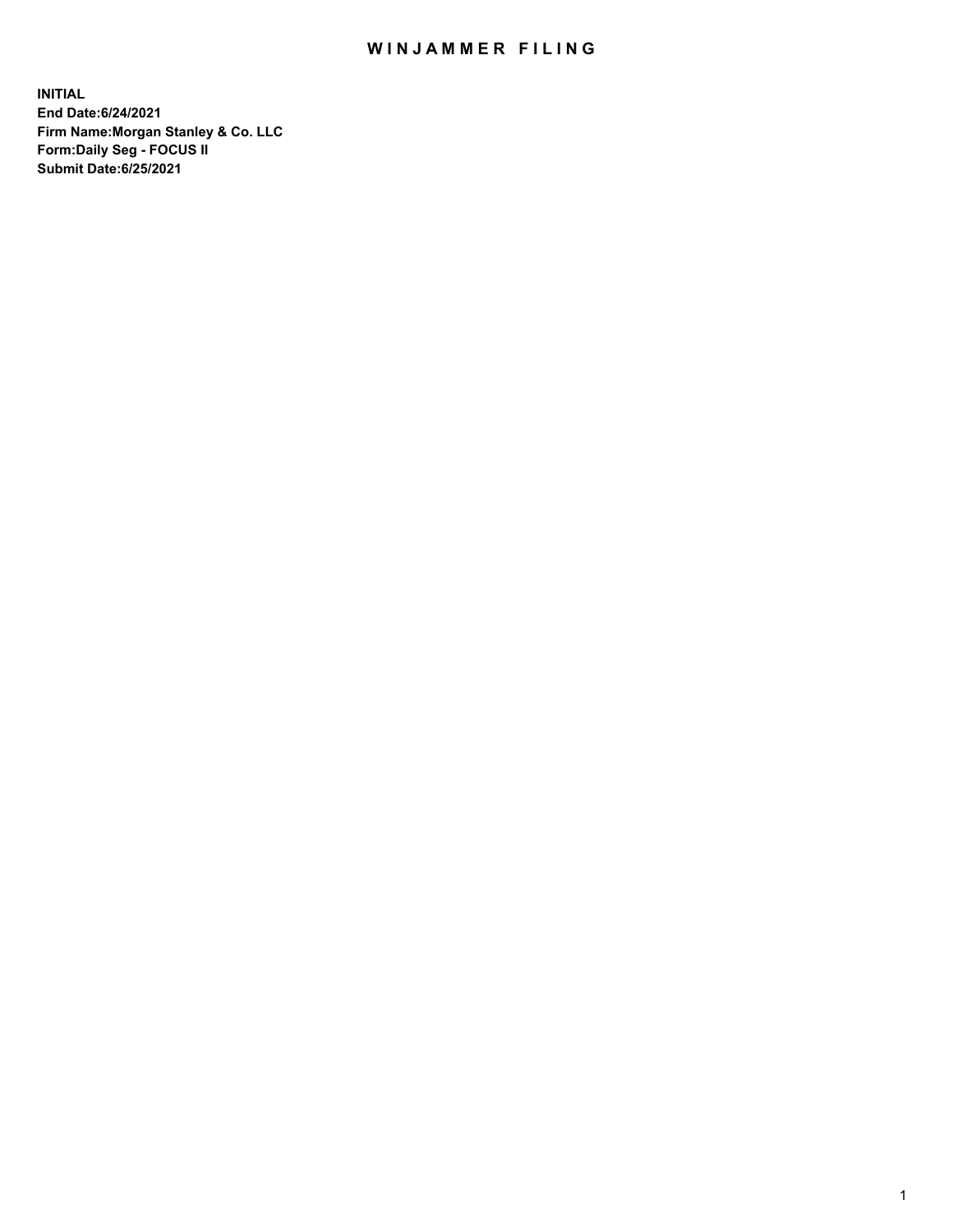# WINJAMMER FILING

**INITIAL**
**End Date:6/24/2021**
**Firm Name:Morgan Stanley & Co. LLC**
**Form:Daily Seg - FOCUS II**
**Submit Date:6/25/2021**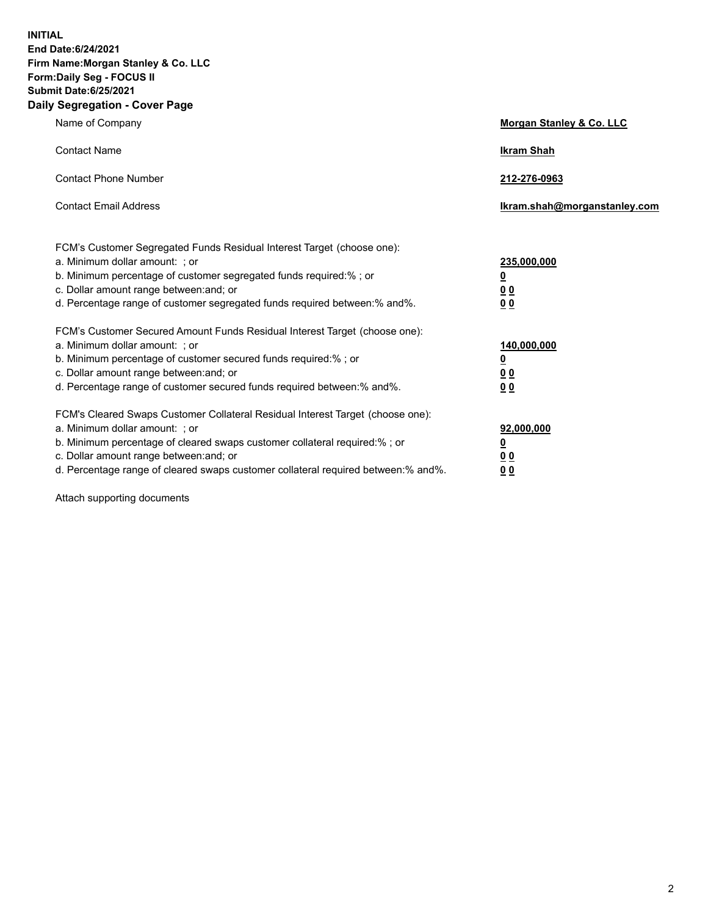**INITIAL**
**End Date:6/24/2021**
**Firm Name:Morgan Stanley & Co. LLC**
**Form:Daily Seg - FOCUS II**
**Submit Date:6/25/2021**

## Daily Segregation - Cover Page

| | |
|---|---|
| Name of Company | **Morgan Stanley & Co. LLC** |
| Contact Name | **Ikram Shah** |
| Contact Phone Number | **212-276-0963** |
| Contact Email Address | **Ikram.shah@morganstanley.com** |

| | |
|---|---|
| FCM's Customer Segregated Funds Residual Interest Target (choose one): | |
| a. Minimum dollar amount: ; or | **235,000,000** |
| b. Minimum percentage of customer segregated funds required:% ; or | **0** |
| c. Dollar amount range between:and; or | **0 0** |
| d. Percentage range of customer segregated funds required between:% and%. | **0 0** |
| FCM's Customer Secured Amount Funds Residual Interest Target (choose one): | |
| a. Minimum dollar amount: ; or | **140,000,000** |
| b. Minimum percentage of customer secured funds required:% ; or | **0** |
| c. Dollar amount range between:and; or | **0 0** |
| d. Percentage range of customer secured funds required between:% and%. | **0 0** |
| FCM's Cleared Swaps Customer Collateral Residual Interest Target (choose one): | |
| a. Minimum dollar amount: ; or | **92,000,000** |
| b. Minimum percentage of cleared swaps customer collateral required:% ; or | **0** |
| c. Dollar amount range between:and; or | **0 0** |
| d. Percentage range of cleared swaps customer collateral required between:% and%. | **0 0** |

Attach supporting documents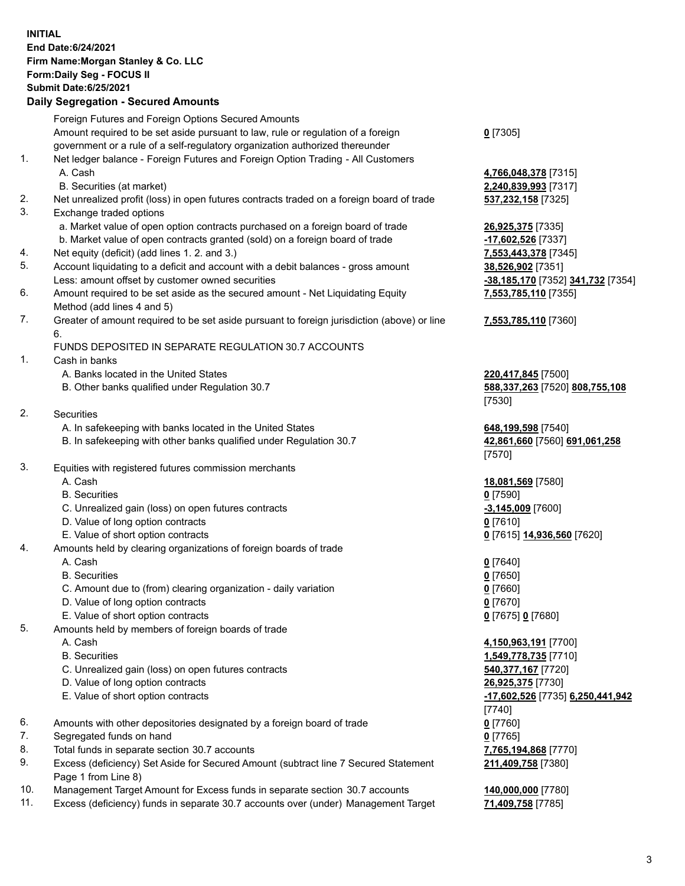**INITIAL**
**End Date:6/24/2021**
**Firm Name:Morgan Stanley & Co. LLC**
**Form:Daily Seg - FOCUS II**
**Submit Date:6/25/2021**

## Daily Segregation - Secured Amounts

| | | |
|---|---|---|
| | Foreign Futures and Foreign Options Secured Amounts | |
| | Amount required to be set aside pursuant to law, rule or regulation of a foreign government or a rule of a self-regulatory organization authorized thereunder | **0** [7305] |
| 1. | Net ledger balance - Foreign Futures and Foreign Option Trading - All Customers | |
| | A. Cash | **4,766,048,378** [7315] |
| | B. Securities (at market) | **2,240,839,993** [7317] |
| 2. | Net unrealized profit (loss) in open futures contracts traded on a foreign board of trade | **537,232,158** [7325] |
| 3. | Exchange traded options | |
| | a. Market value of open option contracts purchased on a foreign board of trade | **26,925,375** [7335] |
| | b. Market value of open contracts granted (sold) on a foreign board of trade | **-17,602,526** [7337] |
| 4. | Net equity (deficit) (add lines 1. 2. and 3.) | **7,553,443,378** [7345] |
| 5. | Account liquidating to a deficit and account with a debit balances - gross amount | **38,526,902** [7351] |
| | Less: amount offset by customer owned securities | **-38,185,170** [7352] **341,732** [7354] |
| 6. | Amount required to be set aside as the secured amount - Net Liquidating Equity Method (add lines 4 and 5) | **7,553,785,110** [7355] |
| 7. | Greater of amount required to be set aside pursuant to foreign jurisdiction (above) or line 6. | **7,553,785,110** [7360] |
| | FUNDS DEPOSITED IN SEPARATE REGULATION 30.7 ACCOUNTS | |
| 1. | Cash in banks | |
| | A. Banks located in the United States | **220,417,845** [7500] |
| | B. Other banks qualified under Regulation 30.7 | **588,337,263** [7520] **808,755,108** [7530] |
| 2. | Securities | |
| | A. In safekeeping with banks located in the United States | **648,199,598** [7540] |
| | B. In safekeeping with other banks qualified under Regulation 30.7 | **42,861,660** [7560] **691,061,258** [7570] |
| 3. | Equities with registered futures commission merchants | |
| | A. Cash | **18,081,569** [7580] |
| | B. Securities | **0** [7590] |
| | C. Unrealized gain (loss) on open futures contracts | **-3,145,009** [7600] |
| | D. Value of long option contracts | **0** [7610] |
| | E. Value of short option contracts | **0** [7615] **14,936,560** [7620] |
| 4. | Amounts held by clearing organizations of foreign boards of trade | |
| | A. Cash | **0** [7640] |
| | B. Securities | **0** [7650] |
| | C. Amount due to (from) clearing organization - daily variation | **0** [7660] |
| | D. Value of long option contracts | **0** [7670] |
| | E. Value of short option contracts | **0** [7675] **0** [7680] |
| 5. | Amounts held by members of foreign boards of trade | |
| | A. Cash | **4,150,963,191** [7700] |
| | B. Securities | **1,549,778,735** [7710] |
| | C. Unrealized gain (loss) on open futures contracts | **540,377,167** [7720] |
| | D. Value of long option contracts | **26,925,375** [7730] |
| | E. Value of short option contracts | **-17,602,526** [7735] **6,250,441,942** [7740] |
| 6. | Amounts with other depositories designated by a foreign board of trade | **0** [7760] |
| 7. | Segregated funds on hand | **0** [7765] |
| 8. | Total funds in separate section 30.7 accounts | **7,765,194,868** [7770] |
| 9. | Excess (deficiency) Set Aside for Secured Amount (subtract line 7 Secured Statement Page 1 from Line 8) | **211,409,758** [7380] |
| 10. | Management Target Amount for Excess funds in separate section 30.7 accounts | **140,000,000** [7780] |
| 11. | Excess (deficiency) funds in separate 30.7 accounts over (under) Management Target | **71,409,758** [7785] |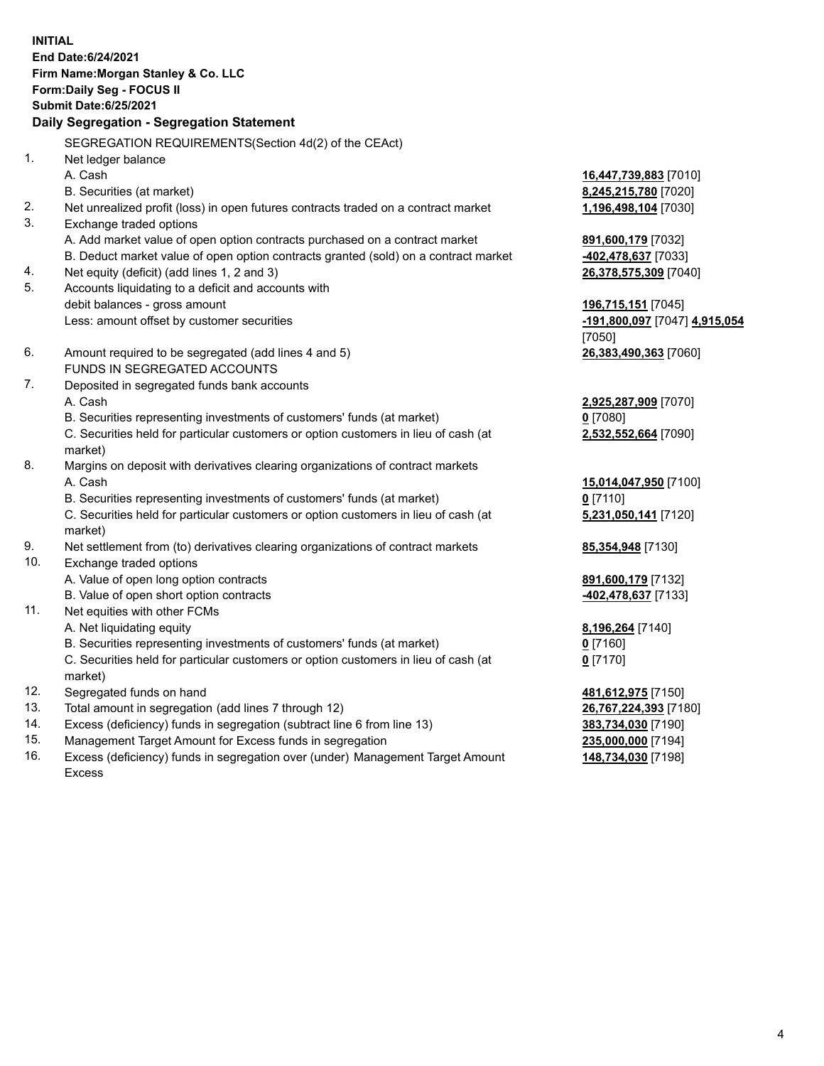**INITIAL**
**End Date:6/24/2021**
**Firm Name:Morgan Stanley & Co. LLC**
**Form:Daily Seg - FOCUS II**
**Submit Date:6/25/2021**

## Daily Segregation - Segregation Statement

SEGREGATION REQUIREMENTS(Section 4d(2) of the CEAct)

| | | |
|---|---|---|
| 1. | Net ledger balance | |
| | A. Cash | **16,447,739,883** [7010] |
| | B. Securities (at market) | **8,245,215,780** [7020] |
| 2. | Net unrealized profit (loss) in open futures contracts traded on a contract market | **1,196,498,104** [7030] |
| 3. | Exchange traded options | |
| | A. Add market value of open option contracts purchased on a contract market | **891,600,179** [7032] |
| | B. Deduct market value of open option contracts granted (sold) on a contract market | **-402,478,637** [7033] |
| 4. | Net equity (deficit) (add lines 1, 2 and 3) | **26,378,575,309** [7040] |
| 5. | Accounts liquidating to a deficit and accounts with debit balances - gross amount | **196,715,151** [7045] |
| | Less: amount offset by customer securities | **-191,800,097** [7047] **4,915,054** [7050] |
| 6. | Amount required to be segregated (add lines 4 and 5) | **26,383,490,363** [7060] |
| | FUNDS IN SEGREGATED ACCOUNTS | |
| 7. | Deposited in segregated funds bank accounts | |
| | A. Cash | **2,925,287,909** [7070] |
| | B. Securities representing investments of customers' funds (at market) | **0** [7080] |
| | C. Securities held for particular customers or option customers in lieu of cash (at market) | **2,532,552,664** [7090] |
| 8. | Margins on deposit with derivatives clearing organizations of contract markets | |
| | A. Cash | **15,014,047,950** [7100] |
| | B. Securities representing investments of customers' funds (at market) | **0** [7110] |
| | C. Securities held for particular customers or option customers in lieu of cash (at market) | **5,231,050,141** [7120] |
| 9. | Net settlement from (to) derivatives clearing organizations of contract markets | **85,354,948** [7130] |
| 10. | Exchange traded options | |
| | A. Value of open long option contracts | **891,600,179** [7132] |
| | B. Value of open short option contracts | **-402,478,637** [7133] |
| 11. | Net equities with other FCMs | |
| | A. Net liquidating equity | **8,196,264** [7140] |
| | B. Securities representing investments of customers' funds (at market) | **0** [7160] |
| | C. Securities held for particular customers or option customers in lieu of cash (at market) | **0** [7170] |
| 12. | Segregated funds on hand | **481,612,975** [7150] |
| 13. | Total amount in segregation (add lines 7 through 12) | **26,767,224,393** [7180] |
| 14. | Excess (deficiency) funds in segregation (subtract line 6 from line 13) | **383,734,030** [7190] |
| 15. | Management Target Amount for Excess funds in segregation | **235,000,000** [7194] |
| 16. | Excess (deficiency) funds in segregation over (under) Management Target Amount Excess | **148,734,030** [7198] |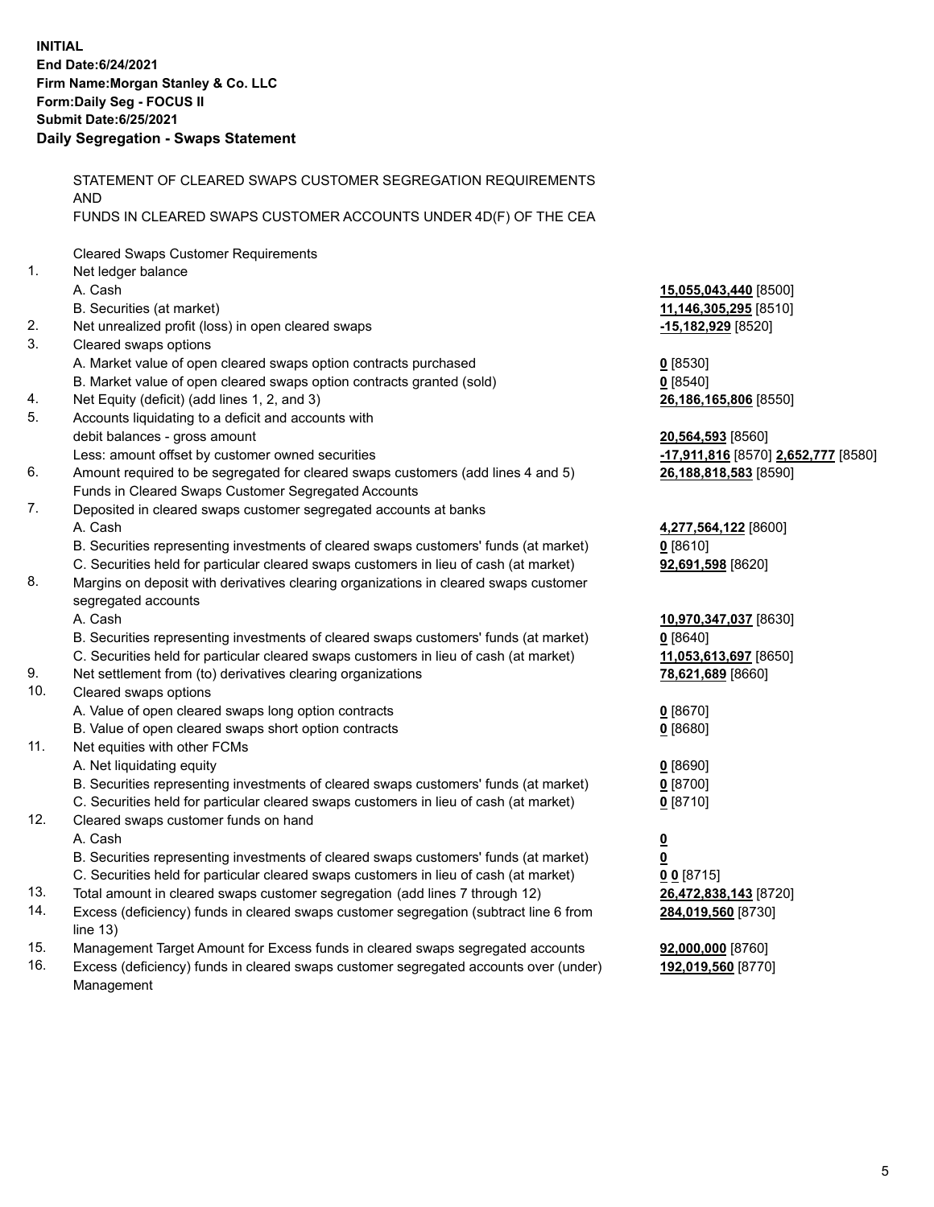**INITIAL**
**End Date:6/24/2021**
**Firm Name:Morgan Stanley & Co. LLC**
**Form:Daily Seg - FOCUS II**
**Submit Date:6/25/2021**
**Daily Segregation - Swaps Statement**

STATEMENT OF CLEARED SWAPS CUSTOMER SEGREGATION REQUIREMENTS AND
FUNDS IN CLEARED SWAPS CUSTOMER ACCOUNTS UNDER 4D(F) OF THE CEA

| | | |
|---|---|---|
| | Cleared Swaps Customer Requirements | |
| 1. | Net ledger balance | |
| | A. Cash | **15,055,043,440** [8500] |
| | B. Securities (at market) | **11,146,305,295** [8510] |
| 2. | Net unrealized profit (loss) in open cleared swaps | **-15,182,929** [8520] |
| 3. | Cleared swaps options | |
| | A. Market value of open cleared swaps option contracts purchased | **0** [8530] |
| | B. Market value of open cleared swaps option contracts granted (sold) | **0** [8540] |
| 4. | Net Equity (deficit) (add lines 1, 2, and 3) | **26,186,165,806** [8550] |
| 5. | Accounts liquidating to a deficit and accounts with | |
| | debit balances - gross amount | **20,564,593** [8560] |
| | Less: amount offset by customer owned securities | **-17,911,816** [8570] **2,652,777** [8580] |
| 6. | Amount required to be segregated for cleared swaps customers (add lines 4 and 5) | **26,188,818,583** [8590] |
| | Funds in Cleared Swaps Customer Segregated Accounts | |
| 7. | Deposited in cleared swaps customer segregated accounts at banks | |
| | A. Cash | **4,277,564,122** [8600] |
| | B. Securities representing investments of cleared swaps customers' funds (at market) | **0** [8610] |
| | C. Securities held for particular cleared swaps customers in lieu of cash (at market) | **92,691,598** [8620] |
| 8. | Margins on deposit with derivatives clearing organizations in cleared swaps customer segregated accounts | |
| | A. Cash | **10,970,347,037** [8630] |
| | B. Securities representing investments of cleared swaps customers' funds (at market) | **0** [8640] |
| | C. Securities held for particular cleared swaps customers in lieu of cash (at market) | **11,053,613,697** [8650] |
| 9. | Net settlement from (to) derivatives clearing organizations | **78,621,689** [8660] |
| 10. | Cleared swaps options | |
| | A. Value of open cleared swaps long option contracts | **0** [8670] |
| | B. Value of open cleared swaps short option contracts | **0** [8680] |
| 11. | Net equities with other FCMs | |
| | A. Net liquidating equity | **0** [8690] |
| | B. Securities representing investments of cleared swaps customers' funds (at market) | **0** [8700] |
| | C. Securities held for particular cleared swaps customers in lieu of cash (at market) | **0** [8710] |
| 12. | Cleared swaps customer funds on hand | |
| | A. Cash | **0** |
| | B. Securities representing investments of cleared swaps customers' funds (at market) | **0** |
| | C. Securities held for particular cleared swaps customers in lieu of cash (at market) | **0** **0** [8715] |
| 13. | Total amount in cleared swaps customer segregation (add lines 7 through 12) | **26,472,838,143** [8720] |
| 14. | Excess (deficiency) funds in cleared swaps customer segregation (subtract line 6 from line 13) | **284,019,560** [8730] |
| 15. | Management Target Amount for Excess funds in cleared swaps segregated accounts | **92,000,000** [8760] |
| 16. | Excess (deficiency) funds in cleared swaps customer segregated accounts over (under) Management | **192,019,560** [8770] |